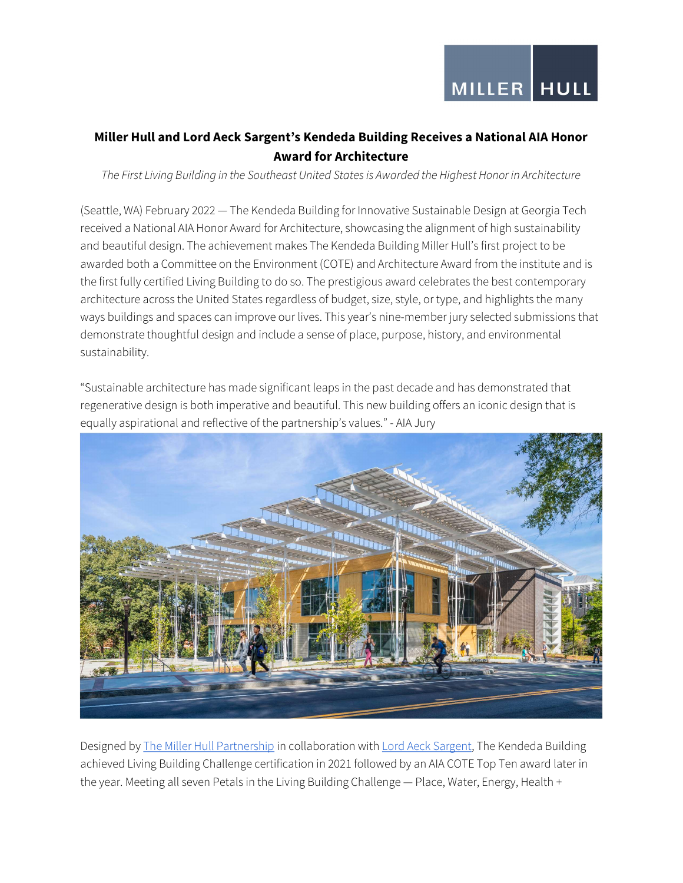**Miller Hull and Lord Aeck Sargent's Kendeda Building Receives a National AIA Honor Award for Architecture**

*The First Living Building in the Southeast United States is Awarded the Highest Honor in Architecture*

(Seattle, WA) February 2022 — The Kendeda Building for Innovative Sustainable Design at Georgia Tech received a National AIA Honor Award for Architecture, showcasing the alignment of high sustainability and beautiful design. The achievement makes The Kendeda Building Miller Hull's first project to be awarded both a Committee on the Environment (COTE) and Architecture Award from the institute and is the first fully certified Living Building to do so. The prestigious award celebrates the best contemporary architecture across the United States regardless of budget, size, style, or type, and highlights the many ways buildings and spaces can improve our lives. This year's nine-member jury selected submissions that demonstrate thoughtful design and include a sense of place, purpose, history, and environmental sustainability.

"Sustainable architecture has made significant leaps in the past decade and has demonstrated that regenerative design is both imperative and beautiful. This new building offers an iconic design that is equally aspirational and reflective of the partnership's values." - AIA Jury

Designed by [The Miller Hull Partnership](#) in collaboration with [Lord Aeck Sargent](#), The Kendeda Building achieved Living Building Challenge certification in 2021 followed by an AIA COTE Top Ten award later in the year. Meeting all seven Petals in the Living Building Challenge — Place, Water, Energy, Health +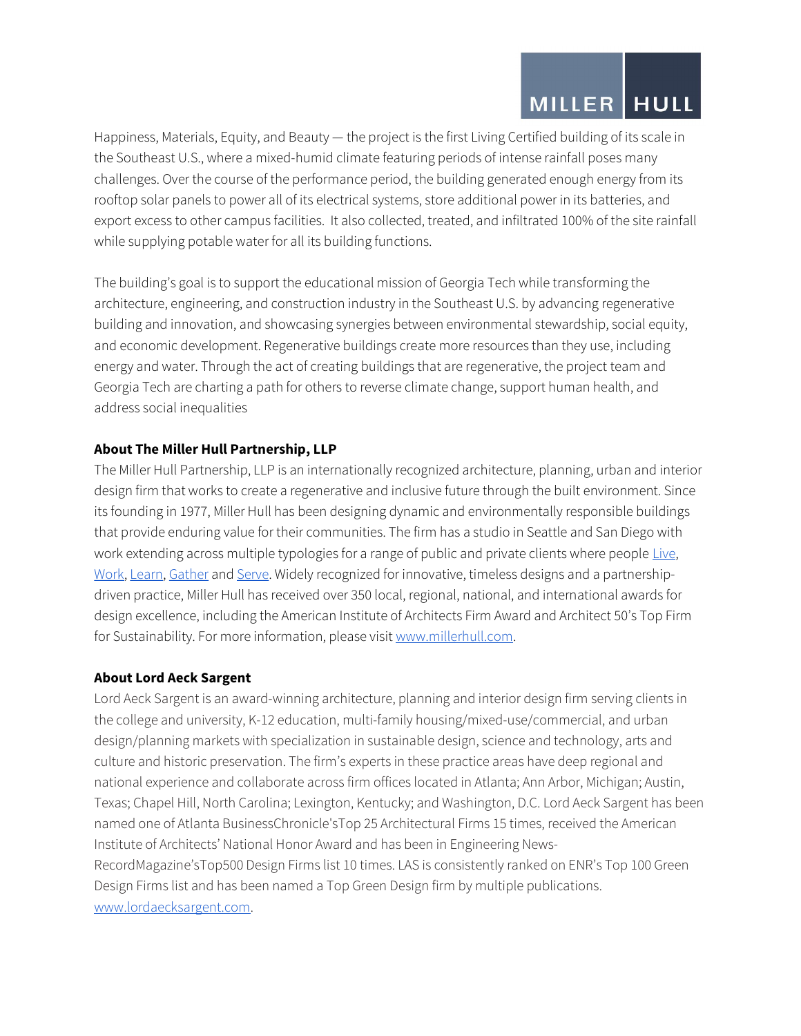Happiness, Materials, Equity, and Beauty — the project is the first Living Certified building of its scale in the Southeast U.S., where a mixed-humid climate featuring periods of intense rainfall poses many challenges. Over the course of the performance period, the building generated enough energy from its rooftop solar panels to power all of its electrical systems, store additional power in its batteries, and export excess to other campus facilities. It also collected, treated, and infiltrated 100% of the site rainfall while supplying potable water for all its building functions.

The building's goal is to support the educational mission of Georgia Tech while transforming the architecture, engineering, and construction industry in the Southeast U.S. by advancing regenerative building and innovation, and showcasing synergies between environmental stewardship, social equity, and economic development. Regenerative buildings create more resources than they use, including energy and water. Through the act of creating buildings that are regenerative, the project team and Georgia Tech are charting a path for others to reverse climate change, support human health, and address social inequalities

**About The Miller Hull Partnership, LLP**

The Miller Hull Partnership, LLP is an internationally recognized architecture, planning, urban and interior design firm that works to create a regenerative and inclusive future through the built environment. Since its founding in 1977, Miller Hull has been designing dynamic and environmentally responsible buildings that provide enduring value for their communities. The firm has a studio in Seattle and San Diego with work extending across multiple typologies for a range of public and private clients where people Live, Work, Learn, Gather and Serve. Widely recognized for innovative, timeless designs and a partnership-driven practice, Miller Hull has received over 350 local, regional, national, and international awards for design excellence, including the American Institute of Architects Firm Award and Architect 50's Top Firm for Sustainability. For more information, please visit www.millerhull.com.

**About Lord Aeck Sargent**

Lord Aeck Sargent is an award-winning architecture, planning and interior design firm serving clients in the college and university, K-12 education, multi-family housing/mixed-use/commercial, and urban design/planning markets with specialization in sustainable design, science and technology, arts and culture and historic preservation. The firm's experts in these practice areas have deep regional and national experience and collaborate across firm offices located in Atlanta; Ann Arbor, Michigan; Austin, Texas; Chapel Hill, North Carolina; Lexington, Kentucky; and Washington, D.C. Lord Aeck Sargent has been named one of Atlanta BusinessChronicle'sTop 25 Architectural Firms 15 times, received the American Institute of Architects' National Honor Award and has been in Engineering News-RecordMagazine'sTop500 Design Firms list 10 times. LAS is consistently ranked on ENR's Top 100 Green Design Firms list and has been named a Top Green Design firm by multiple publications. www.lordaecksargent.com.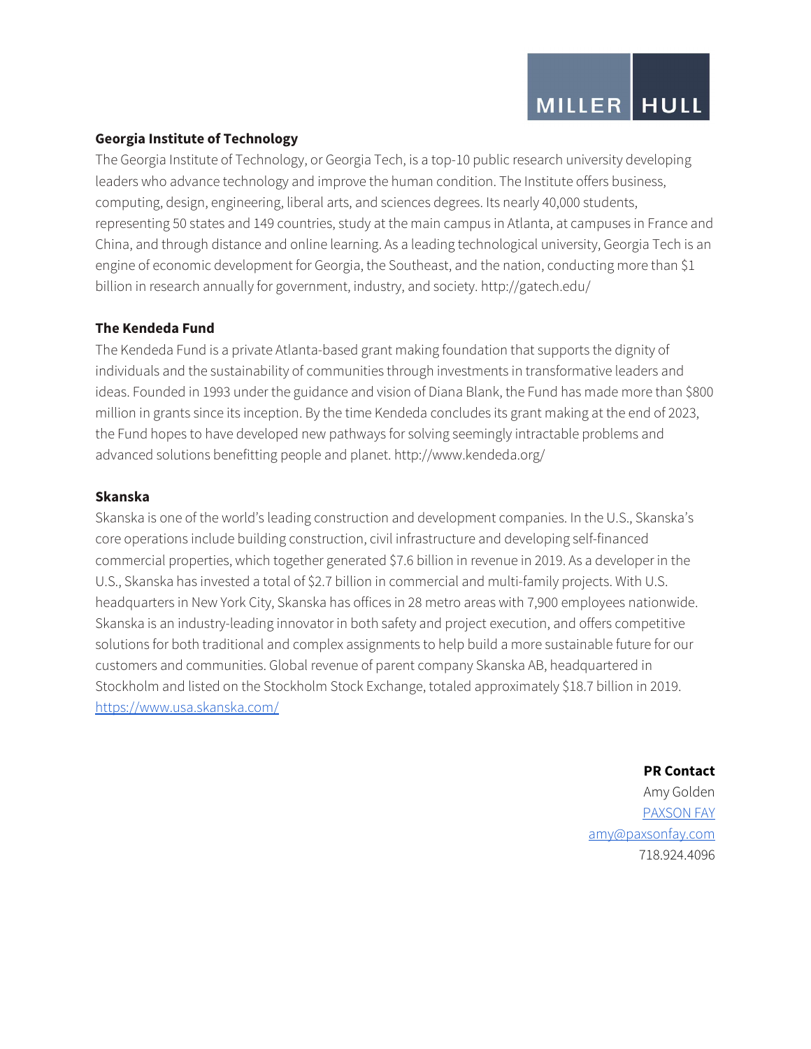**Georgia Institute of Technology**

The Georgia Institute of Technology, or Georgia Tech, is a top-10 public research university developing leaders who advance technology and improve the human condition. The Institute offers business, computing, design, engineering, liberal arts, and sciences degrees. Its nearly 40,000 students, representing 50 states and 149 countries, study at the main campus in Atlanta, at campuses in France and China, and through distance and online learning. As a leading technological university, Georgia Tech is an engine of economic development for Georgia, the Southeast, and the nation, conducting more than $1 billion in research annually for government, industry, and society. http://gatech.edu/

**The Kendeda Fund**

The Kendeda Fund is a private Atlanta-based grant making foundation that supports the dignity of individuals and the sustainability of communities through investments in transformative leaders and ideas. Founded in 1993 under the guidance and vision of Diana Blank, the Fund has made more than $800 million in grants since its inception. By the time Kendeda concludes its grant making at the end of 2023, the Fund hopes to have developed new pathways for solving seemingly intractable problems and advanced solutions benefitting people and planet. http://www.kendeda.org/

**Skanska**

Skanska is one of the world's leading construction and development companies. In the U.S., Skanska's core operations include building construction, civil infrastructure and developing self-financed commercial properties, which together generated $7.6 billion in revenue in 2019. As a developer in the U.S., Skanska has invested a total of $2.7 billion in commercial and multi-family projects. With U.S. headquarters in New York City, Skanska has offices in 28 metro areas with 7,900 employees nationwide. Skanska is an industry-leading innovator in both safety and project execution, and offers competitive solutions for both traditional and complex assignments to help build a more sustainable future for our customers and communities. Global revenue of parent company Skanska AB, headquartered in Stockholm and listed on the Stockholm Stock Exchange, totaled approximately $18.7 billion in 2019. https://www.usa.skanska.com/

**PR Contact**
Amy Golden
PAXSON FAY
amy@paxsonfay.com
718.924.4096